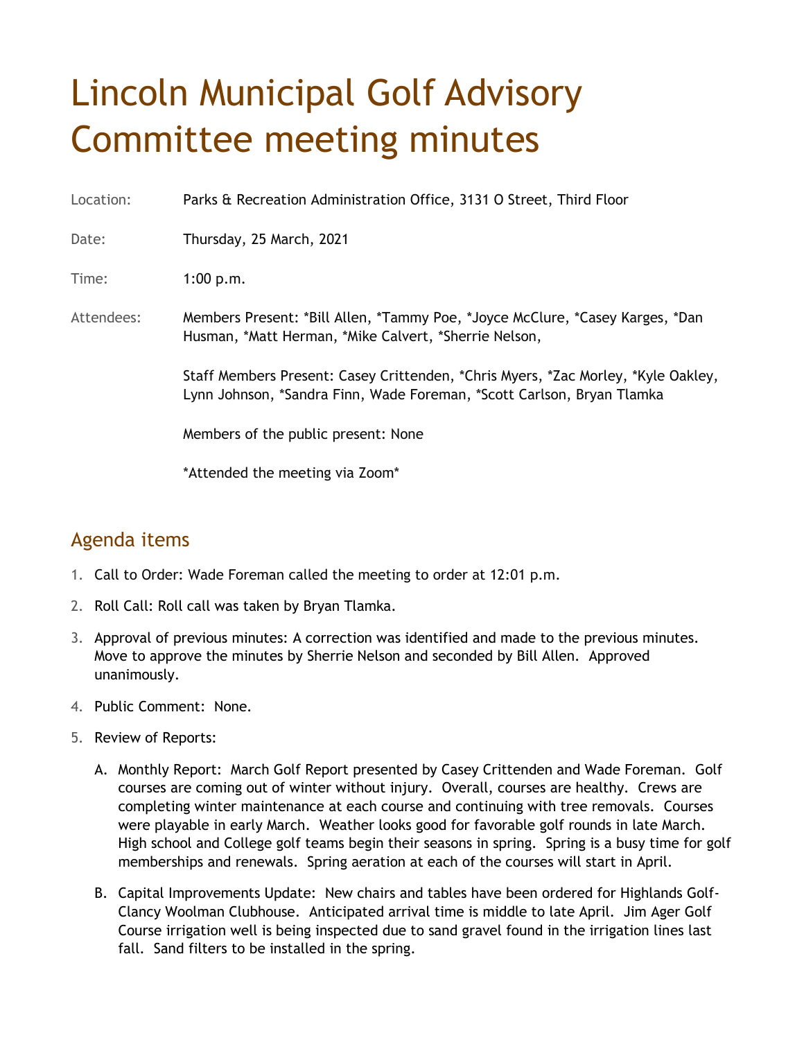# Lincoln Municipal Golf Advisory Committee meeting minutes

Location: Parks & Recreation Administration Office, 3131 O Street, Third Floor

Date: Thursday, 25 March, 2021

Time: 1:00 p.m.

Attendees: Members Present: *Bill Allen, *Tammy Poe, *Joyce McClure, *Casey Karges, *Dan Husman, *Matt Herman, *Mike Calvert, *Sherrie Nelson,

Staff Members Present: Casey Crittenden, *Chris Myers, *Zac Morley, *Kyle Oakley, Lynn Johnson, *Sandra Finn, Wade Foreman, *Scott Carlson, Bryan Tlamka

Members of the public present: None

*Attended the meeting via Zoom*

## Agenda items

1. Call to Order: Wade Foreman called the meeting to order at 12:01 p.m.
2. Roll Call: Roll call was taken by Bryan Tlamka.
3. Approval of previous minutes: A correction was identified and made to the previous minutes. Move to approve the minutes by Sherrie Nelson and seconded by Bill Allen. Approved unanimously.
4. Public Comment: None.
5. Review of Reports:
   A. Monthly Report: March Golf Report presented by Casey Crittenden and Wade Foreman. Golf courses are coming out of winter without injury. Overall, courses are healthy. Crews are completing winter maintenance at each course and continuing with tree removals. Courses were playable in early March. Weather looks good for favorable golf rounds in late March. High school and College golf teams begin their seasons in spring. Spring is a busy time for golf memberships and renewals. Spring aeration at each of the courses will start in April.

   B. Capital Improvements Update: New chairs and tables have been ordered for Highlands Golf-Clancy Woolman Clubhouse. Anticipated arrival time is middle to late April. Jim Ager Golf Course irrigation well is being inspected due to sand gravel found in the irrigation lines last fall. Sand filters to be installed in the spring.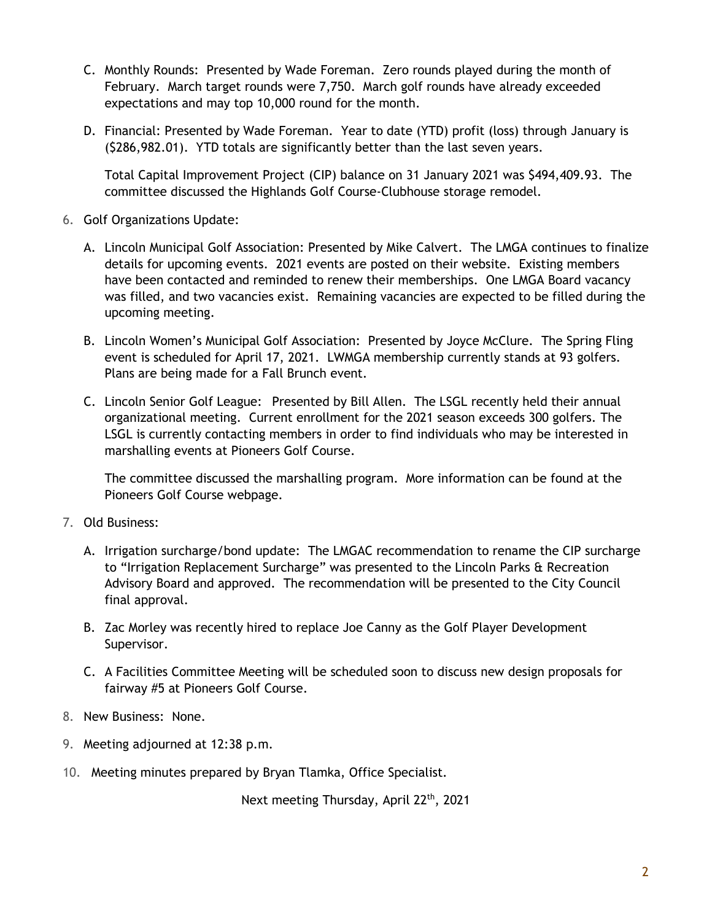C. Monthly Rounds: Presented by Wade Foreman. Zero rounds played during the month of February. March target rounds were 7,750. March golf rounds have already exceeded expectations and may top 10,000 round for the month.

D. Financial: Presented by Wade Foreman. Year to date (YTD) profit (loss) through January is ($286,982.01). YTD totals are significantly better than the last seven years.

   Total Capital Improvement Project (CIP) balance on 31 January 2021 was $494,409.93. The committee discussed the Highlands Golf Course-Clubhouse storage remodel.

6. Golf Organizations Update:

   A. Lincoln Municipal Golf Association: Presented by Mike Calvert. The LMGA continues to finalize details for upcoming events. 2021 events are posted on their website. Existing members have been contacted and reminded to renew their memberships. One LMGA Board vacancy was filled, and two vacancies exist. Remaining vacancies are expected to be filled during the upcoming meeting.

   B. Lincoln Women's Municipal Golf Association: Presented by Joyce McClure. The Spring Fling event is scheduled for April 17, 2021. LWMGA membership currently stands at 93 golfers. Plans are being made for a Fall Brunch event.

   C. Lincoln Senior Golf League: Presented by Bill Allen. The LSGL recently held their annual organizational meeting. Current enrollment for the 2021 season exceeds 300 golfers. The LSGL is currently contacting members in order to find individuals who may be interested in marshalling events at Pioneers Golf Course.

      The committee discussed the marshalling program. More information can be found at the Pioneers Golf Course webpage.

7. Old Business:

   A. Irrigation surcharge/bond update: The LMGAC recommendation to rename the CIP surcharge to "Irrigation Replacement Surcharge" was presented to the Lincoln Parks & Recreation Advisory Board and approved. The recommendation will be presented to the City Council final approval.

   B. Zac Morley was recently hired to replace Joe Canny as the Golf Player Development Supervisor.

   C. A Facilities Committee Meeting will be scheduled soon to discuss new design proposals for fairway #5 at Pioneers Golf Course.

8. New Business: None.

9. Meeting adjourned at 12:38 p.m.

10. Meeting minutes prepared by Bryan Tlamka, Office Specialist.

Next meeting Thursday, April 22th, 2021